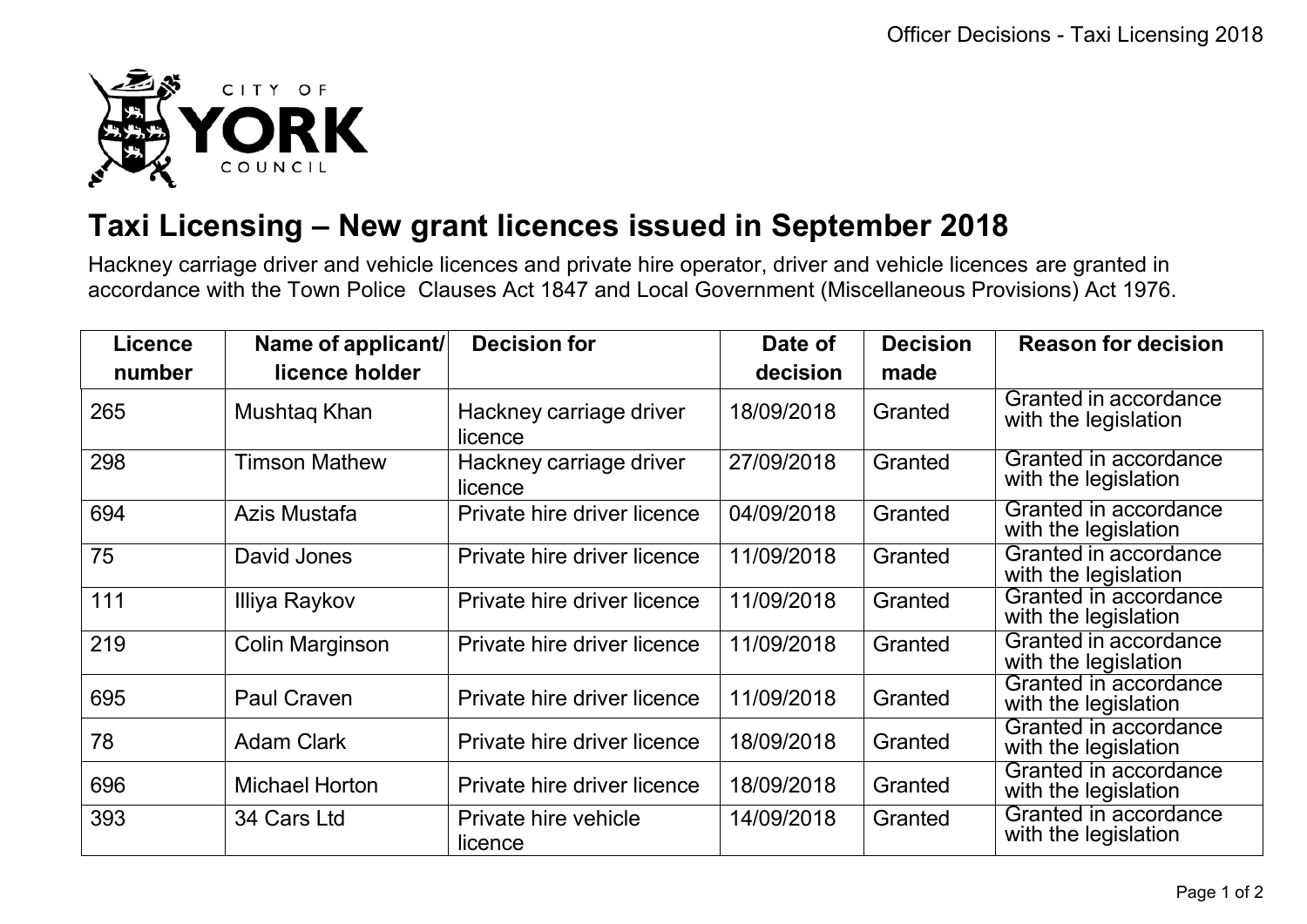# Taxi Licensing – New grant licences issued in September 2018

Hackney carriage driver and vehicle licences and private hire operator, driver and vehicle licences are granted in accordance with the Town Police Clauses Act 1847 and Local Government (Miscellaneous Provisions) Act 1976.

| Licence number | Name of applicant/ licence holder | Decision for | Date of decision | Decision made | Reason for decision |
|---|---|---|---|---|---|
| 265 | Mushtaq Khan | Hackney carriage driver licence | 18/09/2018 | Granted | Granted in accordance with the legislation |
| 298 | Timson Mathew | Hackney carriage driver licence | 27/09/2018 | Granted | Granted in accordance with the legislation |
| 694 | Azis Mustafa | Private hire driver licence | 04/09/2018 | Granted | Granted in accordance with the legislation |
| 75 | David Jones | Private hire driver licence | 11/09/2018 | Granted | Granted in accordance with the legislation |
| 111 | Illiya Raykov | Private hire driver licence | 11/09/2018 | Granted | Granted in accordance with the legislation |
| 219 | Colin Marginson | Private hire driver licence | 11/09/2018 | Granted | Granted in accordance with the legislation |
| 695 | Paul Craven | Private hire driver licence | 11/09/2018 | Granted | Granted in accordance with the legislation |
| 78 | Adam Clark | Private hire driver licence | 18/09/2018 | Granted | Granted in accordance with the legislation |
| 696 | Michael Horton | Private hire driver licence | 18/09/2018 | Granted | Granted in accordance with the legislation |
| 393 | 34 Cars Ltd | Private hire vehicle licence | 14/09/2018 | Granted | Granted in accordance with the legislation |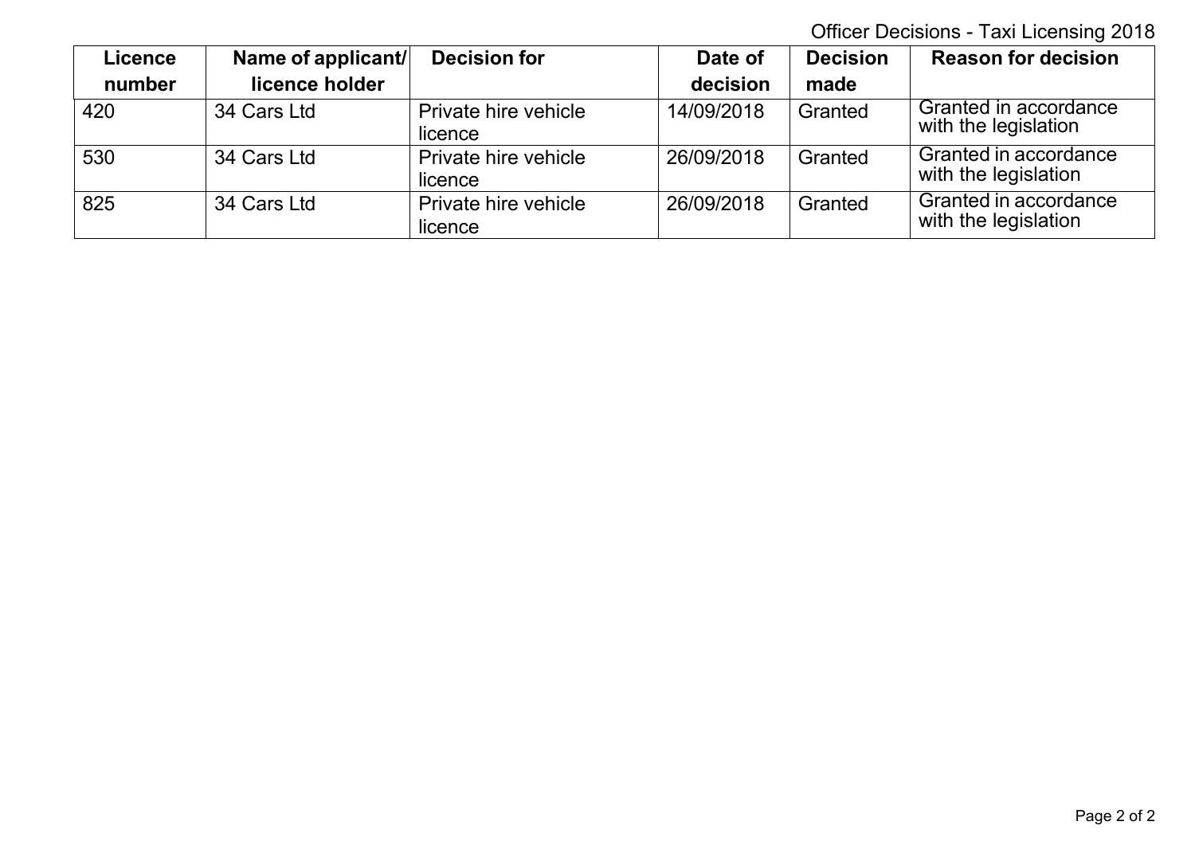| Licence number | Name of applicant/ licence holder | Decision for | Date of decision | Decision made | Reason for decision |
|---|---|---|---|---|---|
| 420 | 34 Cars Ltd | Private hire vehicle licence | 14/09/2018 | Granted | Granted in accordance with the legislation |
| 530 | 34 Cars Ltd | Private hire vehicle licence | 26/09/2018 | Granted | Granted in accordance with the legislation |
| 825 | 34 Cars Ltd | Private hire vehicle licence | 26/09/2018 | Granted | Granted in accordance with the legislation |